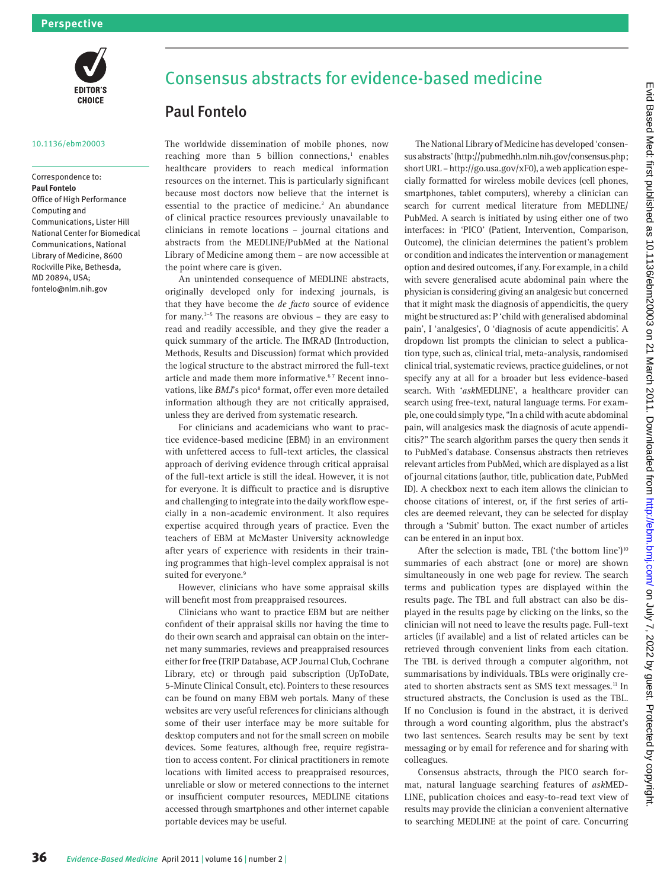Perspective

# Consensus abstracts for evidence-based medicine

## Paul Fontelo

10.1136/ebm20003

Correspondence to:
**Paul Fontelo**
Office of High Performance Computing and Communications, Lister Hill National Center for Biomedical Communications, National Library of Medicine, 8600 Rockville Pike, Bethesda, MD 20894, USA;
fontelo@nlm.nih.gov

The worldwide dissemination of mobile phones, now reaching more than 5 billion connections,[1] enables healthcare providers to reach medical information resources on the internet. This is particularly significant because most doctors now believe that the internet is essential to the practice of medicine.[2] An abundance of clinical practice resources previously unavailable to clinicians in remote locations – journal citations and abstracts from the MEDLINE/PubMed at the National Library of Medicine among them – are now accessible at the point where care is given.

An unintended consequence of MEDLINE abstracts, originally developed only for indexing journals, is that they have become the *de facto* source of evidence for many.[3–5] The reasons are obvious – they are easy to read and readily accessible, and they give the reader a quick summary of the article. The IMRAD (Introduction, Methods, Results and Discussion) format which provided the logical structure to the abstract mirrored the full-text article and made them more informative.[6 7] Recent innovations, like *BMJ*'s pico[8] format, offer even more detailed information although they are not critically appraised, unless they are derived from systematic research.

For clinicians and academicians who want to practice evidence-based medicine (EBM) in an environment with unfettered access to full-text articles, the classical approach of deriving evidence through critical appraisal of the full-text article is still the ideal. However, it is not for everyone. It is difficult to practice and is disruptive and challenging to integrate into the daily workflow especially in a non-academic environment. It also requires expertise acquired through years of practice. Even the teachers of EBM at McMaster University acknowledge after years of experience with residents in their training programmes that high-level complex appraisal is not suited for everyone.[9]

However, clinicians who have some appraisal skills will benefit most from preappraised resources.

Clinicians who want to practice EBM but are neither confident of their appraisal skills nor having the time to do their own search and appraisal can obtain on the internet many summaries, reviews and preappraised resources either for free (TRIP Database, ACP Journal Club, Cochrane Library, etc) or through paid subscription (UpToDate, 5-Minute Clinical Consult, etc). Pointers to these resources can be found on many EBM web portals. Many of these websites are very useful references for clinicians although some of their user interface may be more suitable for desktop computers and not for the small screen on mobile devices. Some features, although free, require registration to access content. For clinical practitioners in remote locations with limited access to preappraised resources, unreliable or slow or metered connections to the internet or insufficient computer resources, MEDLINE citations accessed through smartphones and other internet capable portable devices may be useful.

The National Library of Medicine has developed 'consensus abstracts' (http://pubmedhh.nlm.nih.gov/consensus.php; short URL – http://go.usa.gov/xF0), a web application especially formatted for wireless mobile devices (cell phones, smartphones, tablet computers), whereby a clinician can search for current medical literature from MEDLINE/PubMed. A search is initiated by using either one of two interfaces: in 'PICO' (Patient, Intervention, Comparison, Outcome), the clinician determines the patient's problem or condition and indicates the intervention or management option and desired outcomes, if any. For example, in a child with severe generalised acute abdominal pain where the physician is considering giving an analgesic but concerned that it might mask the diagnosis of appendicitis, the query might be structured as: P 'child with generalised abdominal pain', I 'analgesics', O 'diagnosis of acute appendicitis'. A dropdown list prompts the clinician to select a publication type, such as, clinical trial, meta-analysis, randomised clinical trial, systematic reviews, practice guidelines, or not specify any at all for a broader but less evidence-based search. With '*ask*MEDLINE', a healthcare provider can search using free-text, natural language terms. For example, one could simply type, "In a child with acute abdominal pain, will analgesics mask the diagnosis of acute appendicitis?" The search algorithm parses the query then sends it to PubMed's database. Consensus abstracts then retrieves relevant articles from PubMed, which are displayed as a list of journal citations (author, title, publication date, PubMed ID). A checkbox next to each item allows the clinician to choose citations of interest, or, if the first series of articles are deemed relevant, they can be selected for display through a 'Submit' button. The exact number of articles can be entered in an input box.

After the selection is made, TBL ('the bottom line')[10] summaries of each abstract (one or more) are shown simultaneously in one web page for review. The search terms and publication types are displayed within the results page. The TBL and full abstract can also be displayed in the results page by clicking on the links, so the clinician will not need to leave the results page. Full-text articles (if available) and a list of related articles can be retrieved through convenient links from each citation. The TBL is derived through a computer algorithm, not summarisations by individuals. TBLs were originally created to shorten abstracts sent as SMS text messages.[11] In structured abstracts, the Conclusion is used as the TBL. If no Conclusion is found in the abstract, it is derived through a word counting algorithm, plus the abstract's two last sentences. Search results may be sent by text messaging or by email for reference and for sharing with colleagues.

Consensus abstracts, through the PICO search format, natural language searching features of *ask*MEDLINE, publication choices and easy-to-read text view of results may provide the clinician a convenient alternative to searching MEDLINE at the point of care. Concurring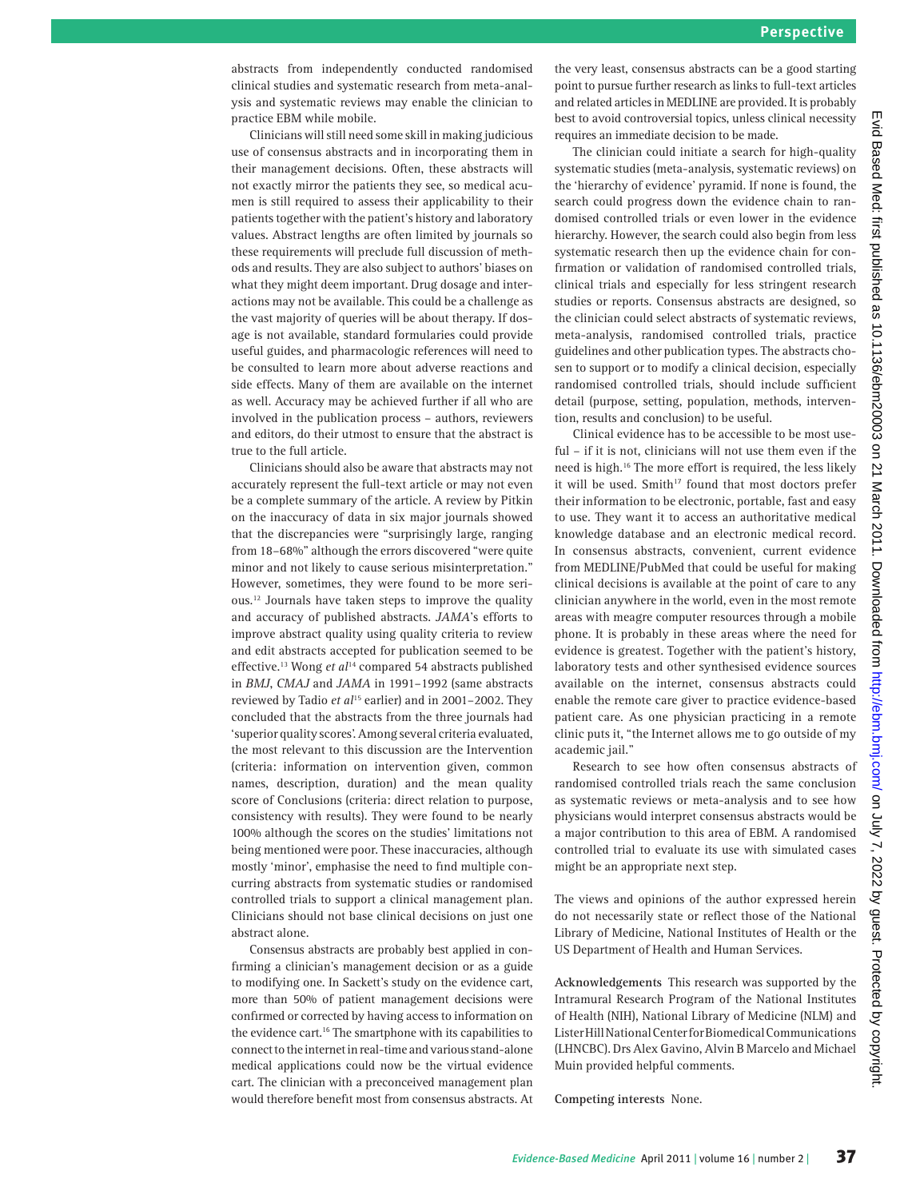abstracts from independently conducted randomised clinical studies and systematic research from meta-analysis and systematic reviews may enable the clinician to practice EBM while mobile.

Clinicians will still need some skill in making judicious use of consensus abstracts and in incorporating them in their management decisions. Often, these abstracts will not exactly mirror the patients they see, so medical acumen is still required to assess their applicability to their patients together with the patient's history and laboratory values. Abstract lengths are often limited by journals so these requirements will preclude full discussion of methods and results. They are also subject to authors' biases on what they might deem important. Drug dosage and interactions may not be available. This could be a challenge as the vast majority of queries will be about therapy. If dosage is not available, standard formularies could provide useful guides, and pharmacologic references will need to be consulted to learn more about adverse reactions and side effects. Many of them are available on the internet as well. Accuracy may be achieved further if all who are involved in the publication process – authors, reviewers and editors, do their utmost to ensure that the abstract is true to the full article.

Clinicians should also be aware that abstracts may not accurately represent the full-text article or may not even be a complete summary of the article. A review by Pitkin on the inaccuracy of data in six major journals showed that the discrepancies were "surprisingly large, ranging from 18–68%" although the errors discovered "were quite minor and not likely to cause serious misinterpretation." However, sometimes, they were found to be more serious.[12] Journals have taken steps to improve the quality and accuracy of published abstracts. *JAMA*'s efforts to improve abstract quality using quality criteria to review and edit abstracts accepted for publication seemed to be effective.[13] Wong *et al*[14] compared 54 abstracts published in *BMJ*, *CMAJ* and *JAMA* in 1991–1992 (same abstracts reviewed by Tadio *et al*[15] earlier) and in 2001–2002. They concluded that the abstracts from the three journals had 'superior quality scores'. Among several criteria evaluated, the most relevant to this discussion are the Intervention (criteria: information on intervention given, common names, description, duration) and the mean quality score of Conclusions (criteria: direct relation to purpose, consistency with results). They were found to be nearly 100% although the scores on the studies' limitations not being mentioned were poor. These inaccuracies, although mostly 'minor', emphasise the need to find multiple concurring abstracts from systematic studies or randomised controlled trials to support a clinical management plan. Clinicians should not base clinical decisions on just one abstract alone.

Consensus abstracts are probably best applied in confirming a clinician's management decision or as a guide to modifying one. In Sackett's study on the evidence cart, more than 50% of patient management decisions were confirmed or corrected by having access to information on the evidence cart.[16] The smartphone with its capabilities to connect to the internet in real-time and various stand-alone medical applications could now be the virtual evidence cart. The clinician with a preconceived management plan would therefore benefit most from consensus abstracts. At the very least, consensus abstracts can be a good starting point to pursue further research as links to full-text articles and related articles in MEDLINE are provided. It is probably best to avoid controversial topics, unless clinical necessity requires an immediate decision to be made.

The clinician could initiate a search for high-quality systematic studies (meta-analysis, systematic reviews) on the 'hierarchy of evidence' pyramid. If none is found, the search could progress down the evidence chain to randomised controlled trials or even lower in the evidence hierarchy. However, the search could also begin from less systematic research then up the evidence chain for confirmation or validation of randomised controlled trials, clinical trials and especially for less stringent research studies or reports. Consensus abstracts are designed, so the clinician could select abstracts of systematic reviews, meta-analysis, randomised controlled trials, practice guidelines and other publication types. The abstracts chosen to support or to modify a clinical decision, especially randomised controlled trials, should include sufficient detail (purpose, setting, population, methods, intervention, results and conclusion) to be useful.

Clinical evidence has to be accessible to be most useful – if it is not, clinicians will not use them even if the need is high.[16] The more effort is required, the less likely it will be used. Smith[17] found that most doctors prefer their information to be electronic, portable, fast and easy to use. They want it to access an authoritative medical knowledge database and an electronic medical record. In consensus abstracts, convenient, current evidence from MEDLINE/PubMed that could be useful for making clinical decisions is available at the point of care to any clinician anywhere in the world, even in the most remote areas with meagre computer resources through a mobile phone. It is probably in these areas where the need for evidence is greatest. Together with the patient's history, laboratory tests and other synthesised evidence sources available on the internet, consensus abstracts could enable the remote care giver to practice evidence-based patient care. As one physician practicing in a remote clinic puts it, "the Internet allows me to go outside of my academic jail."

Research to see how often consensus abstracts of randomised controlled trials reach the same conclusion as systematic reviews or meta-analysis and to see how physicians would interpret consensus abstracts would be a major contribution to this area of EBM. A randomised controlled trial to evaluate its use with simulated cases might be an appropriate next step.

The views and opinions of the author expressed herein do not necessarily state or reflect those of the National Library of Medicine, National Institutes of Health or the US Department of Health and Human Services.

**Acknowledgements** This research was supported by the Intramural Research Program of the National Institutes of Health (NIH), National Library of Medicine (NLM) and Lister Hill National Center for Biomedical Communications (LHNCBC). Drs Alex Gavino, Alvin B Marcelo and Michael Muin provided helpful comments.

**Competing interests** None.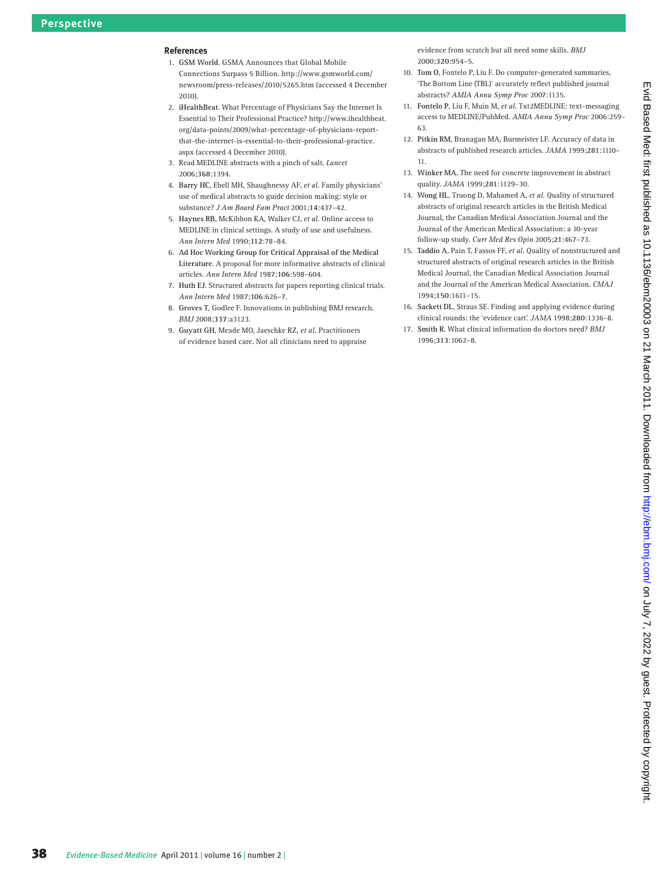## References

1. **GSM World**. GSMA Announces that Global Mobile Connections Surpass 5 Billion. http://www.gsmworld.com/newsroom/press-releases/2010/5265.htm (accessed 4 December 2010).
2. **iHealthBeat**. What Percentage of Physicians Say the Internet Is Essential to Their Professional Practice? http://www.ihealthbeat.org/data-points/2009/what-percentage-of-physicians-report-that-the-internet-is-essential-to-their-professional-practice.aspx (accessed 4 December 2010).
3. Read MEDLINE abstracts with a pinch of salt. *Lancet* 2006;**368**:1394.
4. **Barry HC**, Ebell MH, Shaughnessy AF, *et al*. Family physicians' use of medical abstracts to guide decision making: style or substance? *J Am Board Fam Pract* 2001;**14**:437–42.
5. **Haynes RB**, McKibbon KA, Walker CJ, *et al*. Online access to MEDLINE in clinical settings. A study of use and usefulness. *Ann Intern Med* 1990;**112**:78–84.
6. **Ad Hoc Working Group for Critical Appraisal of the Medical Literature**. A proposal for more informative abstracts of clinical articles. *Ann Intern Med* 1987;**106**:598–604.
7. **Huth EJ**. Structured abstracts for papers reporting clinical trials. *Ann Intern Med* 1987;**106**:626–7.
8. **Groves T**, Godlee F. Innovations in publishing BMJ research. *BMJ* 2008;**337**:a3123.
9. **Guyatt GH**, Meade MO, Jaeschke RZ, *et al*. Practitioners of evidence based care. Not all clinicians need to appraise evidence from scratch but all need some skills. *BMJ* 2000;**320**:954–5.
10. **Tom O**, Fontelo P, Liu F. Do computer-generated summaries, 'The Bottom Line (TBL)' accurately reflect published journal abstracts? *AMIA Annu Symp Proc* 2007:1135.
11. **Fontelo P**, Liu F, Muin M, *et al*. Txt2MEDLINE: text-messaging access to MEDLINE/PubMed. *AMIA Annu Symp Proc* 2006:259–63.
12. **Pitkin RM**, Branagan MA, Burmeister LF. Accuracy of data in abstracts of published research articles. *JAMA* 1999;**281**:1110–11.
13. **Winker MA**. The need for concrete improvement in abstract quality. *JAMA* 1999;**281**:1129–30.
14. **Wong HL**, Truong D, Mahamed A, *et al*. Quality of structured abstracts of original research articles in the British Medical Journal, the Canadian Medical Association Journal and the Journal of the American Medical Association: a 10-year follow-up study. *Curr Med Res Opin* 2005;**21**:467–73.
15. **Taddio A**, Pain T, Fassos FF, *et al*. Quality of nonstructured and structured abstracts of original research articles in the British Medical Journal, the Canadian Medical Association Journal and the Journal of the American Medical Association. *CMAJ* 1994;**150**:1611–15.
16. **Sackett DL**, Straus SE. Finding and applying evidence during clinical rounds: the 'evidence cart'. *JAMA* 1998;**280**:1336–8.
17. **Smith R**. What clinical information do doctors need? *BMJ* 1996;**313**:1062–8.